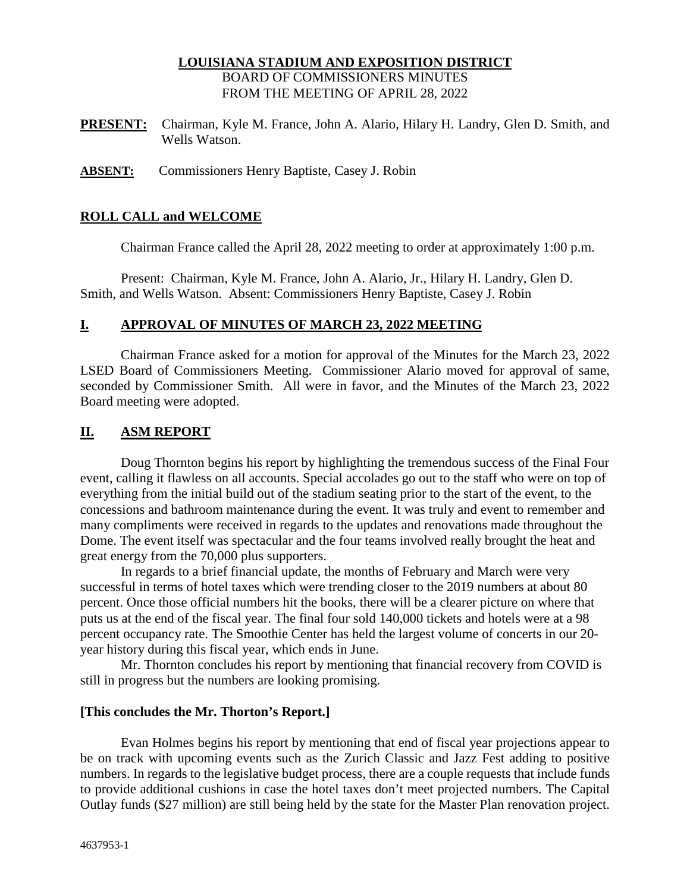**LOUISIANA STADIUM AND EXPOSITION DISTRICT**
BOARD OF COMMISSIONERS MINUTES
FROM THE MEETING OF APRIL 28, 2022

**PRESENT:** Chairman, Kyle M. France, John A. Alario, Hilary H. Landry, Glen D. Smith, and Wells Watson.

**ABSENT:** Commissioners Henry Baptiste, Casey J. Robin

## ROLL CALL and WELCOME

Chairman France called the April 28, 2022 meeting to order at approximately 1:00 p.m.

Present: Chairman, Kyle M. France, John A. Alario, Jr., Hilary H. Landry, Glen D. Smith, and Wells Watson. Absent: Commissioners Henry Baptiste, Casey J. Robin

## I. APPROVAL OF MINUTES OF MARCH 23, 2022 MEETING

Chairman France asked for a motion for approval of the Minutes for the March 23, 2022 LSED Board of Commissioners Meeting. Commissioner Alario moved for approval of same, seconded by Commissioner Smith. All were in favor, and the Minutes of the March 23, 2022 Board meeting were adopted.

## II. ASM REPORT

Doug Thornton begins his report by highlighting the tremendous success of the Final Four event, calling it flawless on all accounts. Special accolades go out to the staff who were on top of everything from the initial build out of the stadium seating prior to the start of the event, to the concessions and bathroom maintenance during the event. It was truly and event to remember and many compliments were received in regards to the updates and renovations made throughout the Dome. The event itself was spectacular and the four teams involved really brought the heat and great energy from the 70,000 plus supporters.

In regards to a brief financial update, the months of February and March were very successful in terms of hotel taxes which were trending closer to the 2019 numbers at about 80 percent. Once those official numbers hit the books, there will be a clearer picture on where that puts us at the end of the fiscal year. The final four sold 140,000 tickets and hotels were at a 98 percent occupancy rate. The Smoothie Center has held the largest volume of concerts in our 20-year history during this fiscal year, which ends in June.

Mr. Thornton concludes his report by mentioning that financial recovery from COVID is still in progress but the numbers are looking promising.

**[This concludes the Mr. Thorton's Report.]**

Evan Holmes begins his report by mentioning that end of fiscal year projections appear to be on track with upcoming events such as the Zurich Classic and Jazz Fest adding to positive numbers. In regards to the legislative budget process, there are a couple requests that include funds to provide additional cushions in case the hotel taxes don't meet projected numbers. The Capital Outlay funds ($27 million) are still being held by the state for the Master Plan renovation project.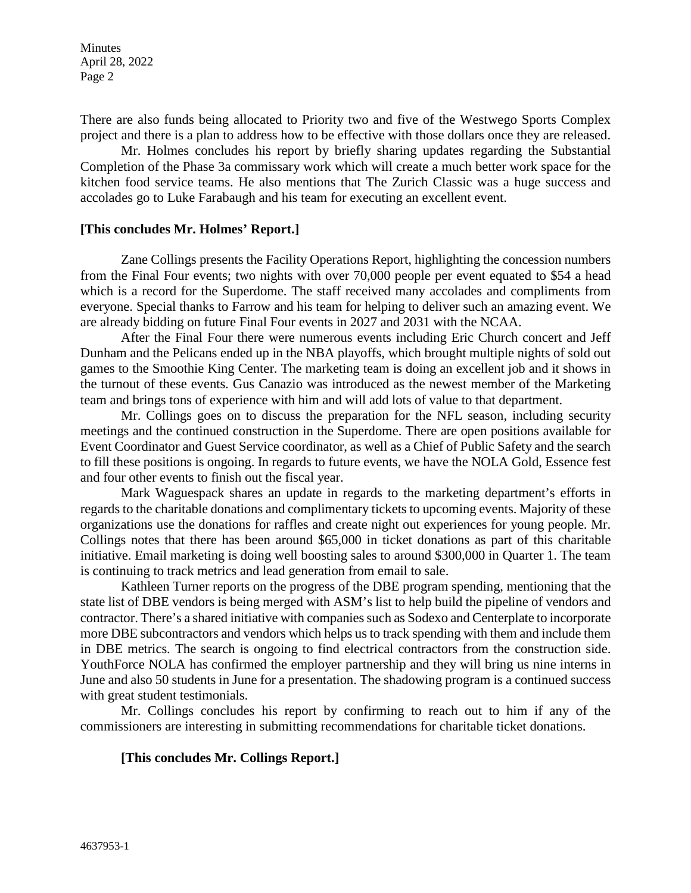There are also funds being allocated to Priority two and five of the Westwego Sports Complex project and there is a plan to address how to be effective with those dollars once they are released.

Mr. Holmes concludes his report by briefly sharing updates regarding the Substantial Completion of the Phase 3a commissary work which will create a much better work space for the kitchen food service teams. He also mentions that The Zurich Classic was a huge success and accolades go to Luke Farabaugh and his team for executing an excellent event.

**[This concludes Mr. Holmes' Report.]**

Zane Collings presents the Facility Operations Report, highlighting the concession numbers from the Final Four events; two nights with over 70,000 people per event equated to $54 a head which is a record for the Superdome. The staff received many accolades and compliments from everyone. Special thanks to Farrow and his team for helping to deliver such an amazing event. We are already bidding on future Final Four events in 2027 and 2031 with the NCAA.

After the Final Four there were numerous events including Eric Church concert and Jeff Dunham and the Pelicans ended up in the NBA playoffs, which brought multiple nights of sold out games to the Smoothie King Center. The marketing team is doing an excellent job and it shows in the turnout of these events. Gus Canazio was introduced as the newest member of the Marketing team and brings tons of experience with him and will add lots of value to that department.

Mr. Collings goes on to discuss the preparation for the NFL season, including security meetings and the continued construction in the Superdome. There are open positions available for Event Coordinator and Guest Service coordinator, as well as a Chief of Public Safety and the search to fill these positions is ongoing. In regards to future events, we have the NOLA Gold, Essence fest and four other events to finish out the fiscal year.

Mark Waguespack shares an update in regards to the marketing department's efforts in regards to the charitable donations and complimentary tickets to upcoming events. Majority of these organizations use the donations for raffles and create night out experiences for young people. Mr. Collings notes that there has been around $65,000 in ticket donations as part of this charitable initiative. Email marketing is doing well boosting sales to around $300,000 in Quarter 1. The team is continuing to track metrics and lead generation from email to sale.

Kathleen Turner reports on the progress of the DBE program spending, mentioning that the state list of DBE vendors is being merged with ASM's list to help build the pipeline of vendors and contractor. There's a shared initiative with companies such as Sodexo and Centerplate to incorporate more DBE subcontractors and vendors which helps us to track spending with them and include them in DBE metrics. The search is ongoing to find electrical contractors from the construction side. YouthForce NOLA has confirmed the employer partnership and they will bring us nine interns in June and also 50 students in June for a presentation. The shadowing program is a continued success with great student testimonials.

Mr. Collings concludes his report by confirming to reach out to him if any of the commissioners are interesting in submitting recommendations for charitable ticket donations.

**[This concludes Mr. Collings Report.]**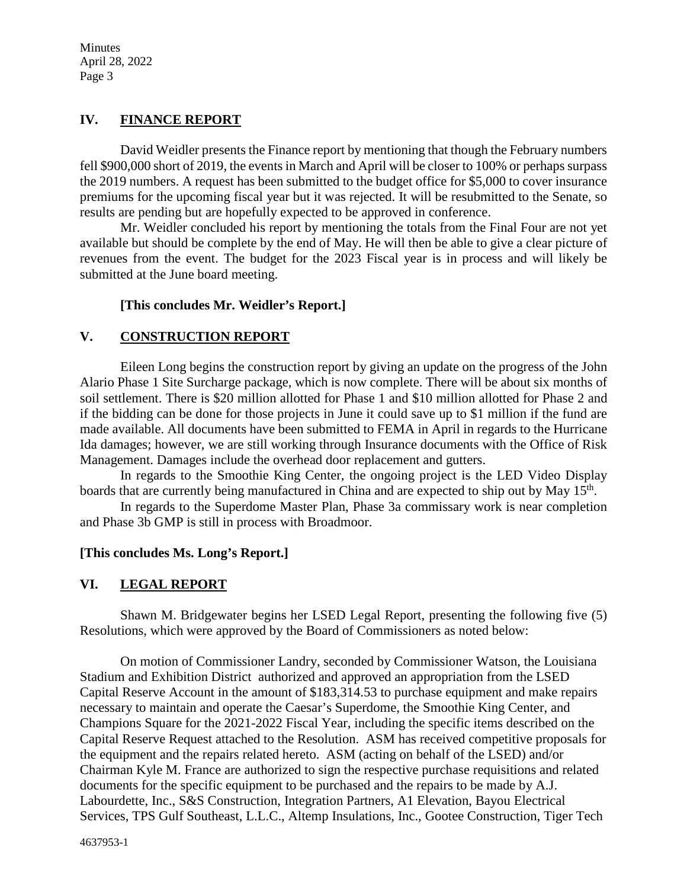## IV. FINANCE REPORT

David Weidler presents the Finance report by mentioning that though the February numbers fell $900,000 short of 2019, the events in March and April will be closer to 100% or perhaps surpass the 2019 numbers. A request has been submitted to the budget office for $5,000 to cover insurance premiums for the upcoming fiscal year but it was rejected. It will be resubmitted to the Senate, so results are pending but are hopefully expected to be approved in conference.

Mr. Weidler concluded his report by mentioning the totals from the Final Four are not yet available but should be complete by the end of May. He will then be able to give a clear picture of revenues from the event. The budget for the 2023 Fiscal year is in process and will likely be submitted at the June board meeting.

**[This concludes Mr. Weidler's Report.]**

## V. CONSTRUCTION REPORT

Eileen Long begins the construction report by giving an update on the progress of the John Alario Phase 1 Site Surcharge package, which is now complete. There will be about six months of soil settlement. There is $20 million allotted for Phase 1 and $10 million allotted for Phase 2 and if the bidding can be done for those projects in June it could save up to $1 million if the fund are made available. All documents have been submitted to FEMA in April in regards to the Hurricane Ida damages; however, we are still working through Insurance documents with the Office of Risk Management. Damages include the overhead door replacement and gutters.

In regards to the Smoothie King Center, the ongoing project is the LED Video Display boards that are currently being manufactured in China and are expected to ship out by May 15th.

In regards to the Superdome Master Plan, Phase 3a commissary work is near completion and Phase 3b GMP is still in process with Broadmoor.

**[This concludes Ms. Long's Report.]**

## VI. LEGAL REPORT

Shawn M. Bridgewater begins her LSED Legal Report, presenting the following five (5) Resolutions, which were approved by the Board of Commissioners as noted below:

On motion of Commissioner Landry, seconded by Commissioner Watson, the Louisiana Stadium and Exhibition District authorized and approved an appropriation from the LSED Capital Reserve Account in the amount of $183,314.53 to purchase equipment and make repairs necessary to maintain and operate the Caesar's Superdome, the Smoothie King Center, and Champions Square for the 2021-2022 Fiscal Year, including the specific items described on the Capital Reserve Request attached to the Resolution. ASM has received competitive proposals for the equipment and the repairs related hereto. ASM (acting on behalf of the LSED) and/or Chairman Kyle M. France are authorized to sign the respective purchase requisitions and related documents for the specific equipment to be purchased and the repairs to be made by A.J. Labourdette, Inc., S&S Construction, Integration Partners, A1 Elevation, Bayou Electrical Services, TPS Gulf Southeast, L.L.C., Altemp Insulations, Inc., Gootee Construction, Tiger Tech

4637953-1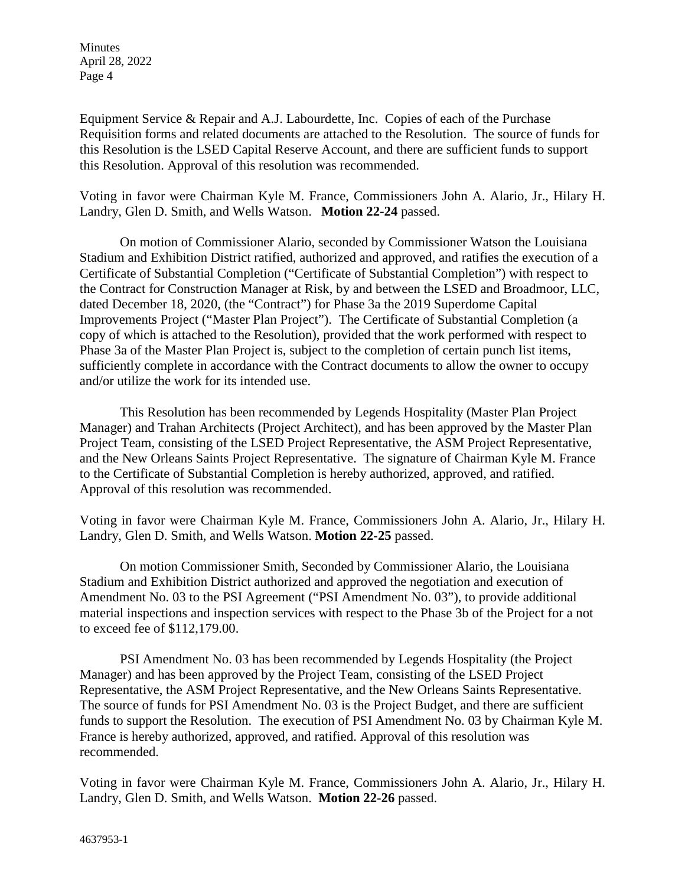Equipment Service & Repair and A.J. Labourdette, Inc. Copies of each of the Purchase Requisition forms and related documents are attached to the Resolution. The source of funds for this Resolution is the LSED Capital Reserve Account, and there are sufficient funds to support this Resolution. Approval of this resolution was recommended.

Voting in favor were Chairman Kyle M. France, Commissioners John A. Alario, Jr., Hilary H. Landry, Glen D. Smith, and Wells Watson. **Motion 22-24** passed.

On motion of Commissioner Alario, seconded by Commissioner Watson the Louisiana Stadium and Exhibition District ratified, authorized and approved, and ratifies the execution of a Certificate of Substantial Completion ("Certificate of Substantial Completion") with respect to the Contract for Construction Manager at Risk, by and between the LSED and Broadmoor, LLC, dated December 18, 2020, (the "Contract") for Phase 3a the 2019 Superdome Capital Improvements Project ("Master Plan Project"). The Certificate of Substantial Completion (a copy of which is attached to the Resolution), provided that the work performed with respect to Phase 3a of the Master Plan Project is, subject to the completion of certain punch list items, sufficiently complete in accordance with the Contract documents to allow the owner to occupy and/or utilize the work for its intended use.

This Resolution has been recommended by Legends Hospitality (Master Plan Project Manager) and Trahan Architects (Project Architect), and has been approved by the Master Plan Project Team, consisting of the LSED Project Representative, the ASM Project Representative, and the New Orleans Saints Project Representative. The signature of Chairman Kyle M. France to the Certificate of Substantial Completion is hereby authorized, approved, and ratified. Approval of this resolution was recommended.

Voting in favor were Chairman Kyle M. France, Commissioners John A. Alario, Jr., Hilary H. Landry, Glen D. Smith, and Wells Watson. **Motion 22-25** passed.

On motion Commissioner Smith, Seconded by Commissioner Alario, the Louisiana Stadium and Exhibition District authorized and approved the negotiation and execution of Amendment No. 03 to the PSI Agreement ("PSI Amendment No. 03"), to provide additional material inspections and inspection services with respect to the Phase 3b of the Project for a not to exceed fee of $112,179.00.

PSI Amendment No. 03 has been recommended by Legends Hospitality (the Project Manager) and has been approved by the Project Team, consisting of the LSED Project Representative, the ASM Project Representative, and the New Orleans Saints Representative. The source of funds for PSI Amendment No. 03 is the Project Budget, and there are sufficient funds to support the Resolution. The execution of PSI Amendment No. 03 by Chairman Kyle M. France is hereby authorized, approved, and ratified. Approval of this resolution was recommended.

Voting in favor were Chairman Kyle M. France, Commissioners John A. Alario, Jr., Hilary H. Landry, Glen D. Smith, and Wells Watson. **Motion 22-26** passed.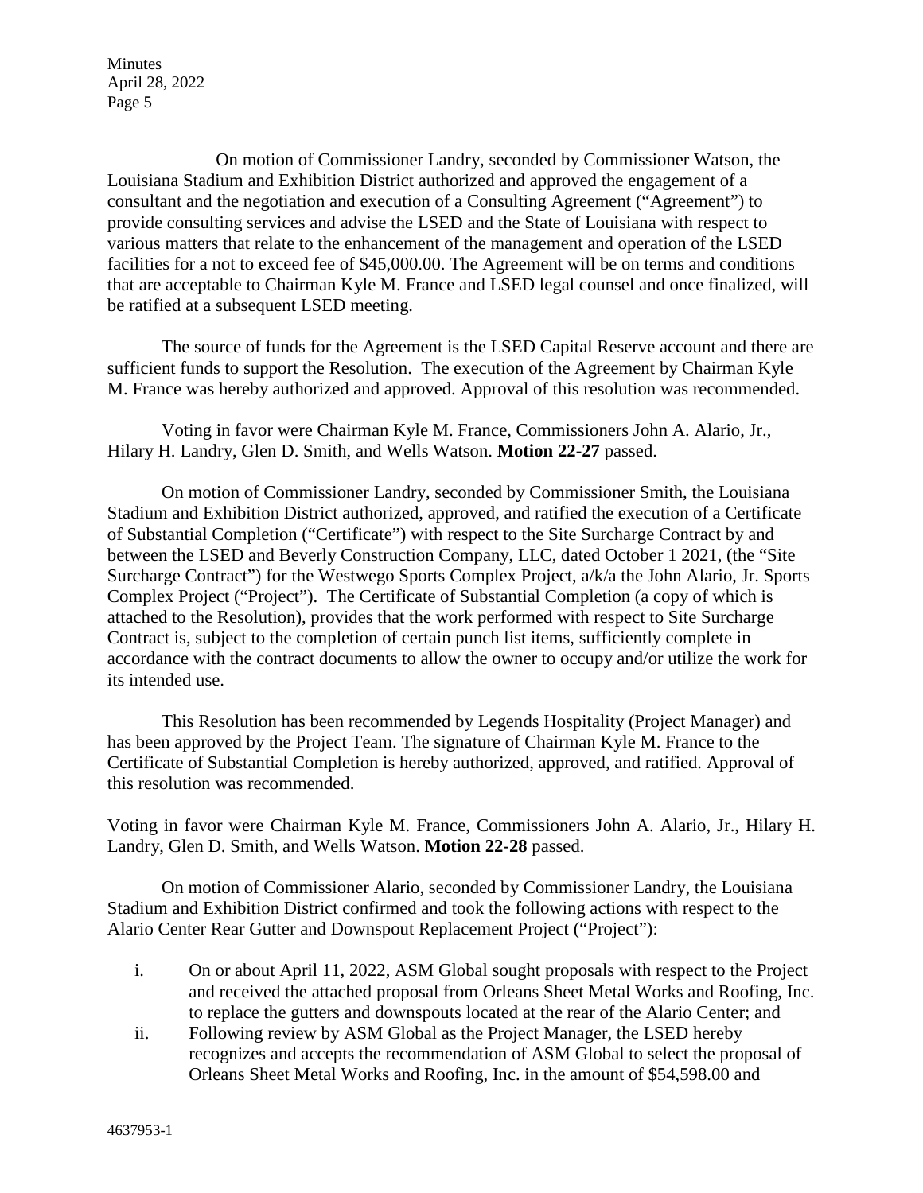On motion of Commissioner Landry, seconded by Commissioner Watson, the Louisiana Stadium and Exhibition District authorized and approved the engagement of a consultant and the negotiation and execution of a Consulting Agreement ("Agreement") to provide consulting services and advise the LSED and the State of Louisiana with respect to various matters that relate to the enhancement of the management and operation of the LSED facilities for a not to exceed fee of $45,000.00. The Agreement will be on terms and conditions that are acceptable to Chairman Kyle M. France and LSED legal counsel and once finalized, will be ratified at a subsequent LSED meeting.

The source of funds for the Agreement is the LSED Capital Reserve account and there are sufficient funds to support the Resolution. The execution of the Agreement by Chairman Kyle M. France was hereby authorized and approved. Approval of this resolution was recommended.

Voting in favor were Chairman Kyle M. France, Commissioners John A. Alario, Jr., Hilary H. Landry, Glen D. Smith, and Wells Watson. **Motion 22-27** passed.

On motion of Commissioner Landry, seconded by Commissioner Smith, the Louisiana Stadium and Exhibition District authorized, approved, and ratified the execution of a Certificate of Substantial Completion ("Certificate") with respect to the Site Surcharge Contract by and between the LSED and Beverly Construction Company, LLC, dated October 1 2021, (the "Site Surcharge Contract") for the Westwego Sports Complex Project, a/k/a the John Alario, Jr. Sports Complex Project ("Project"). The Certificate of Substantial Completion (a copy of which is attached to the Resolution), provides that the work performed with respect to Site Surcharge Contract is, subject to the completion of certain punch list items, sufficiently complete in accordance with the contract documents to allow the owner to occupy and/or utilize the work for its intended use.

This Resolution has been recommended by Legends Hospitality (Project Manager) and has been approved by the Project Team. The signature of Chairman Kyle M. France to the Certificate of Substantial Completion is hereby authorized, approved, and ratified. Approval of this resolution was recommended.

Voting in favor were Chairman Kyle M. France, Commissioners John A. Alario, Jr., Hilary H. Landry, Glen D. Smith, and Wells Watson. **Motion 22-28** passed.

On motion of Commissioner Alario, seconded by Commissioner Landry, the Louisiana Stadium and Exhibition District confirmed and took the following actions with respect to the Alario Center Rear Gutter and Downspout Replacement Project ("Project"):

i. On or about April 11, 2022, ASM Global sought proposals with respect to the Project and received the attached proposal from Orleans Sheet Metal Works and Roofing, Inc. to replace the gutters and downspouts located at the rear of the Alario Center; and

ii. Following review by ASM Global as the Project Manager, the LSED hereby recognizes and accepts the recommendation of ASM Global to select the proposal of Orleans Sheet Metal Works and Roofing, Inc. in the amount of $54,598.00 and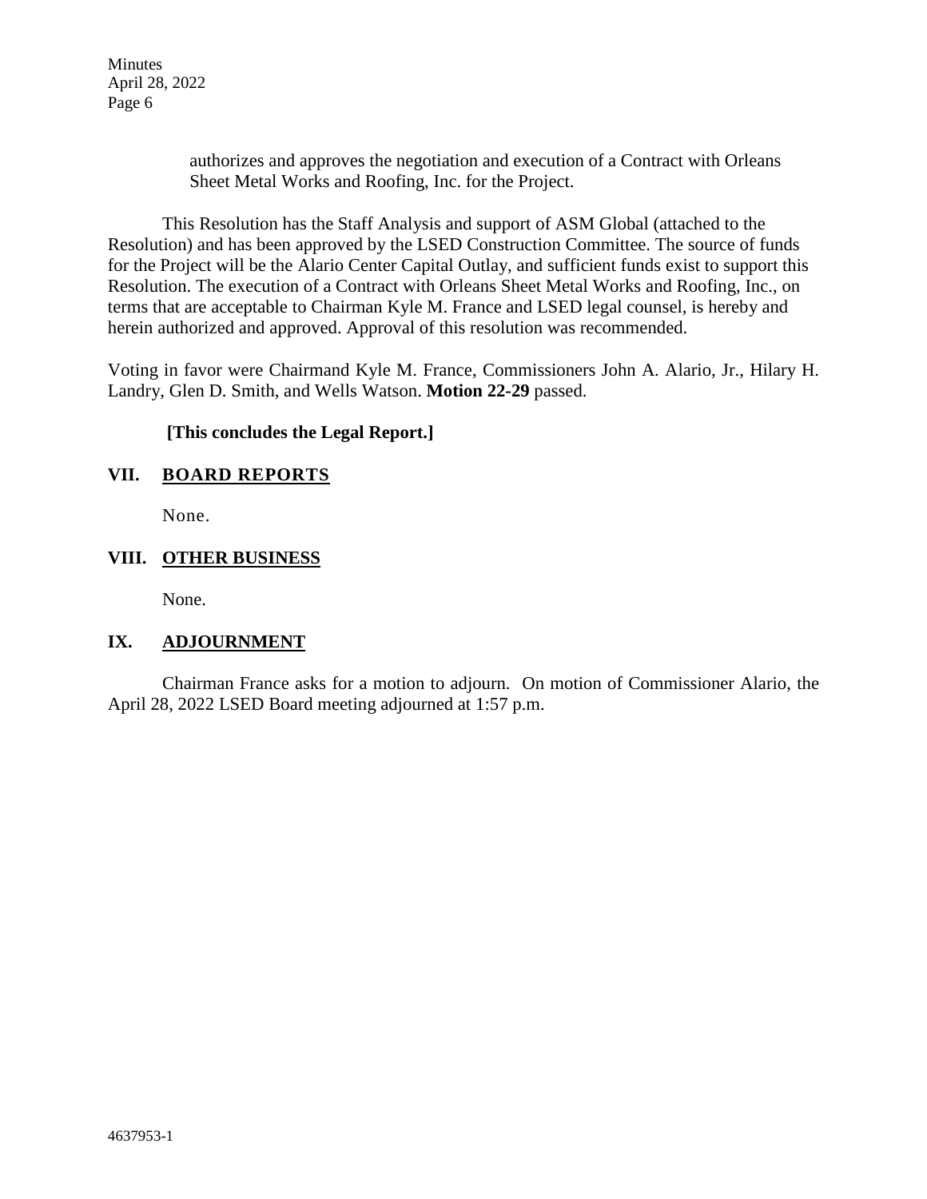authorizes and approves the negotiation and execution of a Contract with Orleans Sheet Metal Works and Roofing, Inc. for the Project.

This Resolution has the Staff Analysis and support of ASM Global (attached to the Resolution) and has been approved by the LSED Construction Committee. The source of funds for the Project will be the Alario Center Capital Outlay, and sufficient funds exist to support this Resolution. The execution of a Contract with Orleans Sheet Metal Works and Roofing, Inc., on terms that are acceptable to Chairman Kyle M. France and LSED legal counsel, is hereby and herein authorized and approved. Approval of this resolution was recommended.

Voting in favor were Chairmand Kyle M. France, Commissioners John A. Alario, Jr., Hilary H. Landry, Glen D. Smith, and Wells Watson. **Motion 22-29** passed.

**[This concludes the Legal Report.]**

## VII. BOARD REPORTS

None.

## VIII. OTHER BUSINESS

None.

## IX. ADJOURNMENT

Chairman France asks for a motion to adjourn. On motion of Commissioner Alario, the April 28, 2022 LSED Board meeting adjourned at 1:57 p.m.

4637953-1